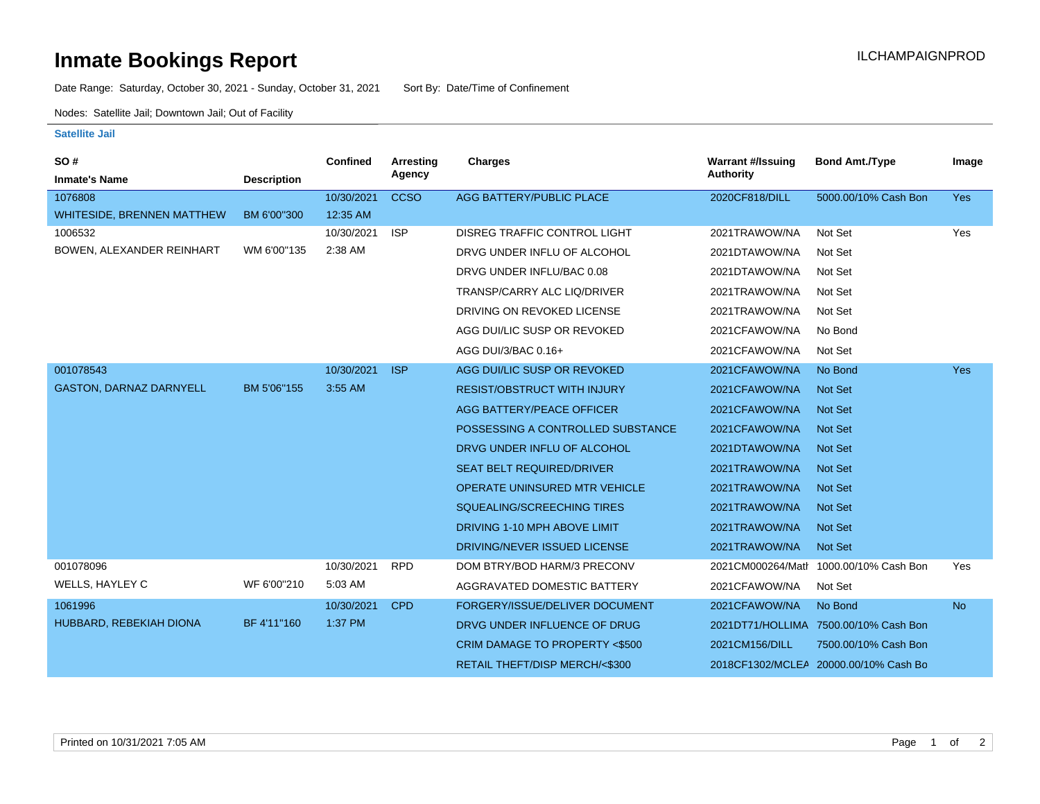# Inmate Bookings Report

ILCHAMPAIGNPROD

Date Range: Saturday, October 30, 2021 - Sunday, October 31, 2021 Sort By: Date/Time of Confinement

Nodes: Satellite Jail; Downtown Jail; Out of Facility

### Satellite Jail

| SO # / Inmate's Name | Description | Confined | Arresting Agency | Charges | Warrant #/Issuing Authority | Bond Amt./Type | Image |
|---|---|---|---|---|---|---|---|
| 1076808 | | 10/30/2021 | CCSO | AGG BATTERY/PUBLIC PLACE | 2020CF818/DILL | 5000.00/10% Cash Bon | Yes |
| WHITESIDE, BRENNEN MATTHEW | BM 6'00"300 | 12:35 AM | | | | | |
| 1006532 | | 10/30/2021 | ISP | DISREG TRAFFIC CONTROL LIGHT | 2021TRAWOW/NA | Not Set | Yes |
| BOWEN, ALEXANDER REINHART | WM 6'00"135 | 2:38 AM | | DRVG UNDER INFLU OF ALCOHOL | 2021DTAWOW/NA | Not Set | |
| | | | | DRVG UNDER INFLU/BAC 0.08 | 2021DTAWOW/NA | Not Set | |
| | | | | TRANSP/CARRY ALC LIQ/DRIVER | 2021TRAWOW/NA | Not Set | |
| | | | | DRIVING ON REVOKED LICENSE | 2021TRAWOW/NA | Not Set | |
| | | | | AGG DUI/LIC SUSP OR REVOKED | 2021CFAWOW/NA | No Bond | |
| | | | | AGG DUI/3/BAC 0.16+ | 2021CFAWOW/NA | Not Set | |
| 001078543 | | 10/30/2021 | ISP | AGG DUI/LIC SUSP OR REVOKED | 2021CFAWOW/NA | No Bond | Yes |
| GASTON, DARNAZ DARNYELL | BM 5'06"155 | 3:55 AM | | RESIST/OBSTRUCT WITH INJURY | 2021CFAWOW/NA | Not Set | |
| | | | | AGG BATTERY/PEACE OFFICER | 2021CFAWOW/NA | Not Set | |
| | | | | POSSESSING A CONTROLLED SUBSTANCE | 2021CFAWOW/NA | Not Set | |
| | | | | DRVG UNDER INFLU OF ALCOHOL | 2021DTAWOW/NA | Not Set | |
| | | | | SEAT BELT REQUIRED/DRIVER | 2021TRAWOW/NA | Not Set | |
| | | | | OPERATE UNINSURED MTR VEHICLE | 2021TRAWOW/NA | Not Set | |
| | | | | SQUEALING/SCREECHING TIRES | 2021TRAWOW/NA | Not Set | |
| | | | | DRIVING 1-10 MPH ABOVE LIMIT | 2021TRAWOW/NA | Not Set | |
| | | | | DRIVING/NEVER ISSUED LICENSE | 2021TRAWOW/NA | Not Set | |
| 001078096 | | 10/30/2021 | RPD | DOM BTRY/BOD HARM/3 PRECONV | 2021CM000264/Matt | 1000.00/10% Cash Bon | Yes |
| WELLS, HAYLEY C | WF 6'00"210 | 5:03 AM | | AGGRAVATED DOMESTIC BATTERY | 2021CFAWOW/NA | Not Set | |
| 1061996 | | 10/30/2021 | CPD | FORGERY/ISSUE/DELIVER DOCUMENT | 2021CFAWOW/NA | No Bond | No |
| HUBBARD, REBEKIAH DIONA | BF 4'11"160 | 1:37 PM | | DRVG UNDER INFLUENCE OF DRUG | 2021DT71/HOLLIMA | 7500.00/10% Cash Bon | |
| | | | | CRIM DAMAGE TO PROPERTY <$500 | 2021CM156/DILL | 7500.00/10% Cash Bon | |
| | | | | RETAIL THEFT/DISP MERCH/<$300 | 2018CF1302/MCLEA | 20000.00/10% Cash Bo | |

Printed on 10/31/2021 7:05 AM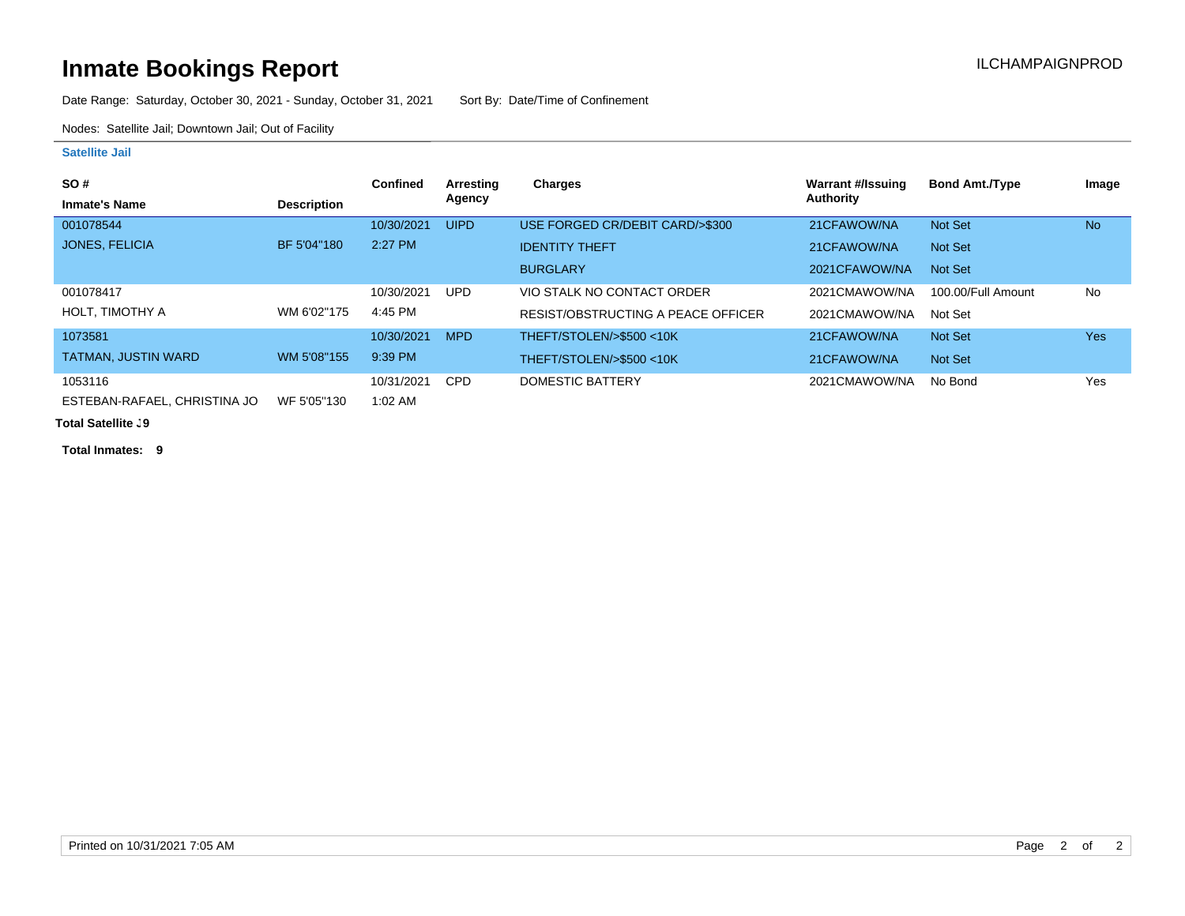# Inmate Bookings Report

ILCHAMPAIGNPROD

Date Range: Saturday, October 30, 2021 - Sunday, October 31, 2021 Sort By: Date/Time of Confinement

Nodes: Satellite Jail; Downtown Jail; Out of Facility

### Satellite Jail

| SO # / Inmate's Name | Description | Confined | Arresting Agency | Charges | Warrant #/Issuing Authority | Bond Amt./Type | Image |
|---|---|---|---|---|---|---|---|
| 001078544 | | 10/30/2021 | UIPD | USE FORGED CR/DEBIT CARD/>$300 | 21CFAWOW/NA | Not Set | No |
| JONES, FELICIA | BF 5'04"180 | 2:27 PM | | IDENTITY THEFT | 21CFAWOW/NA | Not Set | |
| | | | | BURGLARY | 2021CFAWOW/NA | Not Set | |
| 001078417 | | 10/30/2021 | UPD | VIO STALK NO CONTACT ORDER | 2021CMAWOW/NA | 100.00/Full Amount | No |
| HOLT, TIMOTHY A | WM 6'02"175 | 4:45 PM | | RESIST/OBSTRUCTING A PEACE OFFICER | 2021CMAWOW/NA | Not Set | |
| 1073581 | | 10/30/2021 | MPD | THEFT/STOLEN/>$500 <10K | 21CFAWOW/NA | Not Set | Yes |
| TATMAN, JUSTIN WARD | WM 5'08"155 | 9:39 PM | | THEFT/STOLEN/>$500 <10K | 21CFAWOW/NA | Not Set | |
| 1053116 | | 10/31/2021 | CPD | DOMESTIC BATTERY | 2021CMAWOW/NA | No Bond | Yes |
| ESTEBAN-RAFAEL, CHRISTINA JO | WF 5'05"130 | 1:02 AM | | | | | |

**Total Satellite :9**

**Total Inmates: 9**

Printed on 10/31/2021 7:05 AM